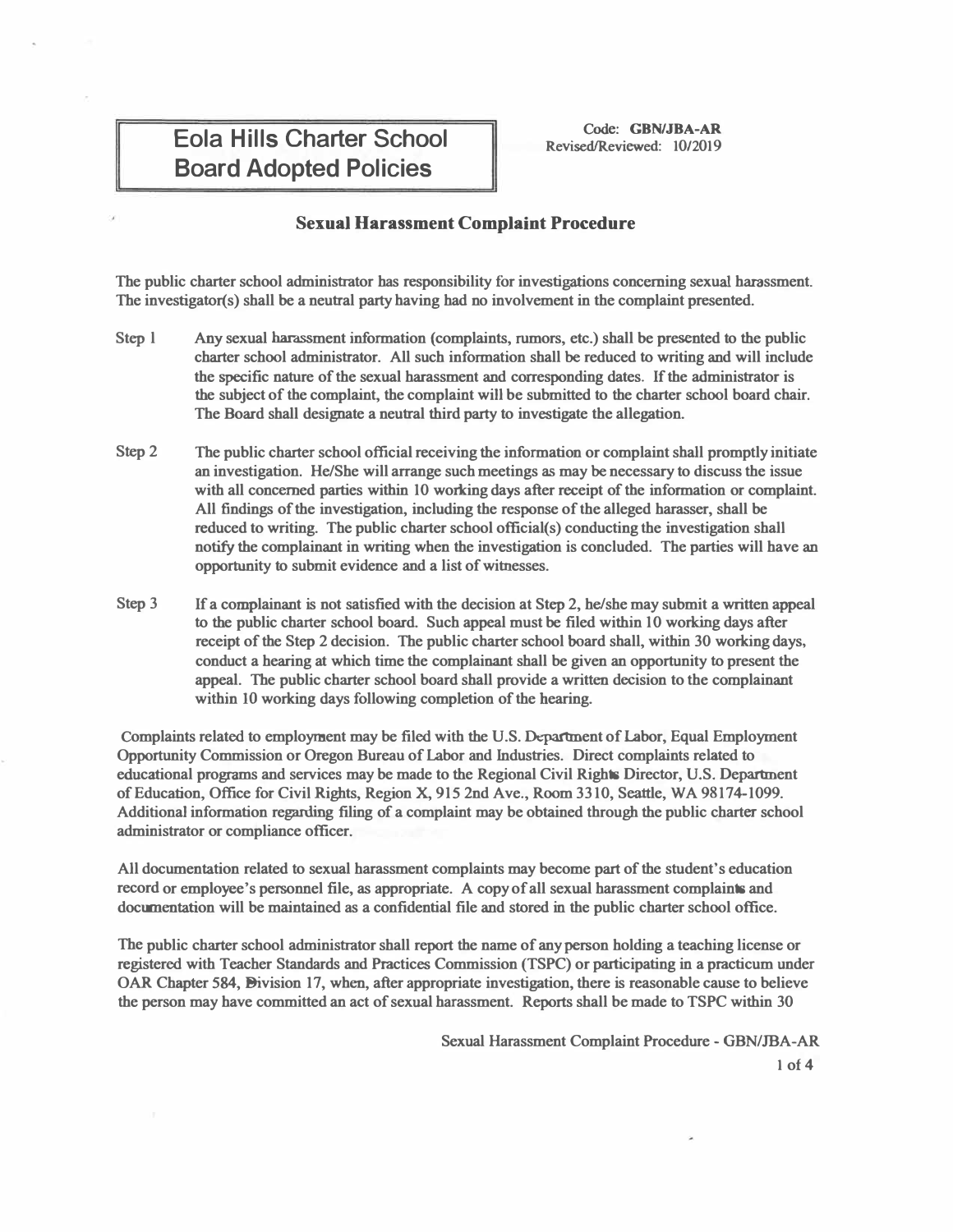# Eola Hills Charter School Board Adopted Policies

Code: **GBN/JBA-AR**
Revised/Reviewed: 10/2019

## Sexual Harassment Complaint Procedure

The public charter school administrator has responsibility for investigations concerning sexual harassment. The investigator(s) shall be a neutral party having had no involvement in the complaint presented.

Step 1 Any sexual harassment information (complaints, rumors, etc.) shall be presented to the public charter school administrator. All such information shall be reduced to writing and will include the specific nature of the sexual harassment and corresponding dates. If the administrator is the subject of the complaint, the complaint will be submitted to the charter school board chair. The Board shall designate a neutral third party to investigate the allegation.

Step 2 The public charter school official receiving the information or complaint shall promptly initiate an investigation. He/She will arrange such meetings as may be necessary to discuss the issue with all concerned parties within 10 working days after receipt of the information or complaint. All findings of the investigation, including the response of the alleged harasser, shall be reduced to writing. The public charter school official(s) conducting the investigation shall notify the complainant in writing when the investigation is concluded. The parties will have an opportunity to submit evidence and a list of witnesses.

Step 3 If a complainant is not satisfied with the decision at Step 2, he/she may submit a written appeal to the public charter school board. Such appeal must be filed within 10 working days after receipt of the Step 2 decision. The public charter school board shall, within 30 working days, conduct a hearing at which time the complainant shall be given an opportunity to present the appeal. The public charter school board shall provide a written decision to the complainant within 10 working days following completion of the hearing.

Complaints related to employment may be filed with the U.S. Department of Labor, Equal Employment Opportunity Commission or Oregon Bureau of Labor and Industries. Direct complaints related to educational programs and services may be made to the Regional Civil Rights Director, U.S. Department of Education, Office for Civil Rights, Region X, 915 2nd Ave., Room 3310, Seattle, WA 98174-1099. Additional information regarding filing of a complaint may be obtained through the public charter school administrator or compliance officer.

All documentation related to sexual harassment complaints may become part of the student's education record or employee's personnel file, as appropriate. A copy of all sexual harassment complaints and documentation will be maintained as a confidential file and stored in the public charter school office.

The public charter school administrator shall report the name of any person holding a teaching license or registered with Teacher Standards and Practices Commission (TSPC) or participating in a practicum under OAR Chapter 584, Division 17, when, after appropriate investigation, there is reasonable cause to believe the person may have committed an act of sexual harassment. Reports shall be made to TSPC within 30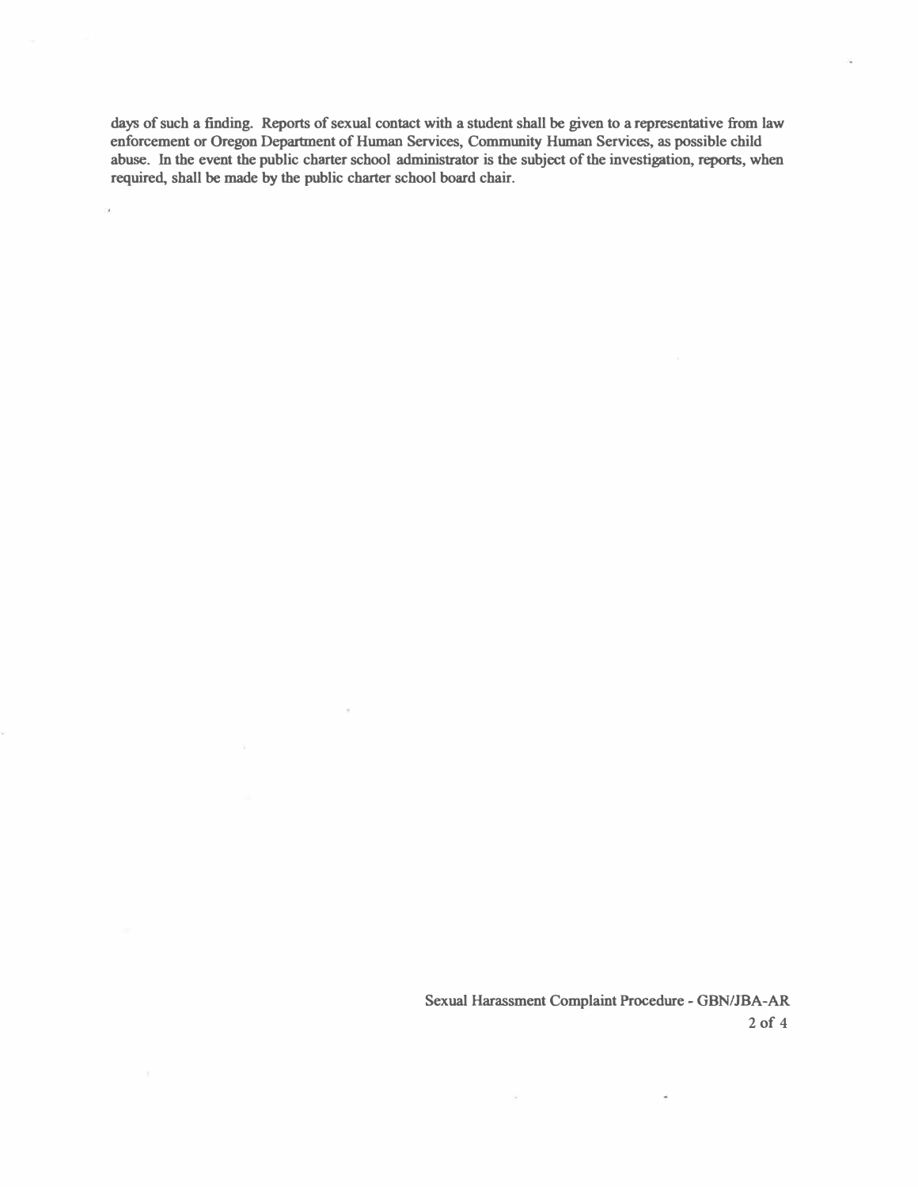days of such a finding. Reports of sexual contact with a student shall be given to a representative from law enforcement or Oregon Department of Human Services, Community Human Services, as possible child abuse. In the event the public charter school administrator is the subject of the investigation, reports, when required, shall be made by the public charter school board chair.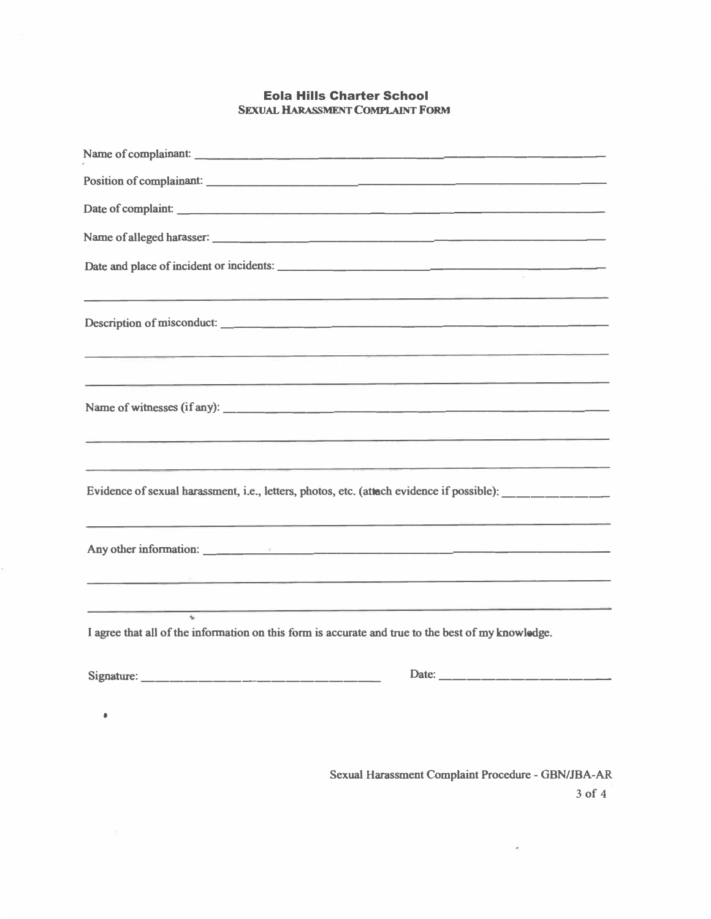# Eola Hills Charter School

## Sexual Harassment Complaint Form

Name of complainant: ___________________________________________

Position of complainant: ___________________________________________

Date of complaint: ___________________________________________

Name of alleged harasser: ___________________________________________

Date and place of incident or incidents: ___________________________________________

___________________________________________

Description of misconduct: ___________________________________________

___________________________________________

___________________________________________

Name of witnesses (if any): ___________________________________________

___________________________________________

___________________________________________

Evidence of sexual harassment, i.e., letters, photos, etc. (attach evidence if possible): _______________

___________________________________________

Any other information: ___________________________________________

___________________________________________

___________________________________________

I agree that all of the information on this form is accurate and true to the best of my knowledge.

Signature: ______________________________ Date: ______________________

Sexual Harassment Complaint Procedure - GBN/JBA-AR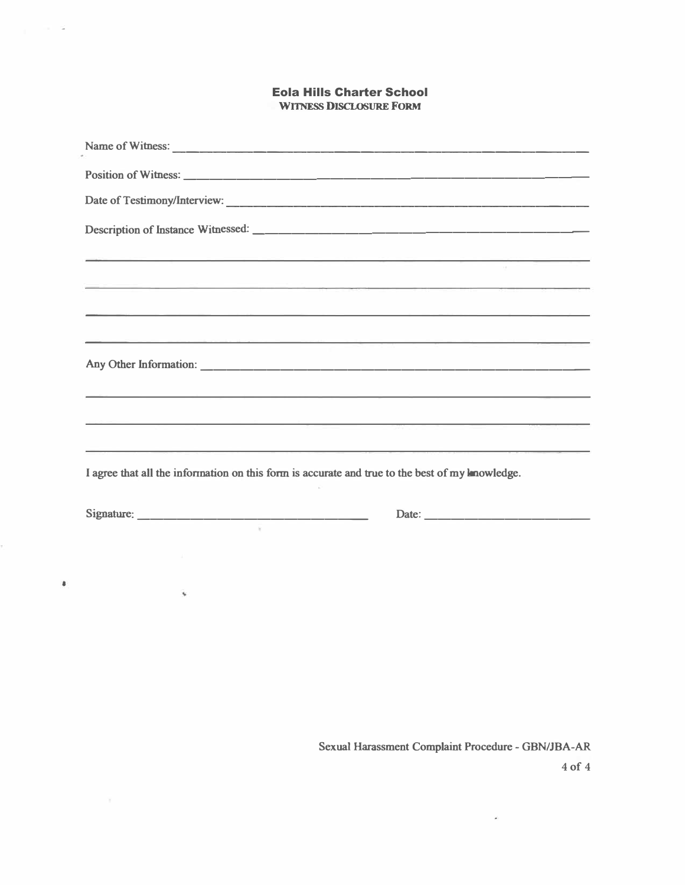# Eola Hills Charter School

## Witness Disclosure Form

Name of Witness: ______________________________________________________________

Position of Witness: ______________________________________________________________

Date of Testimony/Interview: ______________________________________________________

Description of Instance Witnessed: __________________________________________________

______________________________________________________________________________

______________________________________________________________________________

______________________________________________________________________________

______________________________________________________________________________

Any Other Information: ____________________________________________________________

______________________________________________________________________________

______________________________________________________________________________

______________________________________________________________________________

I agree that all the information on this form is accurate and true to the best of my knowledge.

Signature: ________________________________ Date: ______________________

Sexual Harassment Complaint Procedure - GBN/JBA-AR